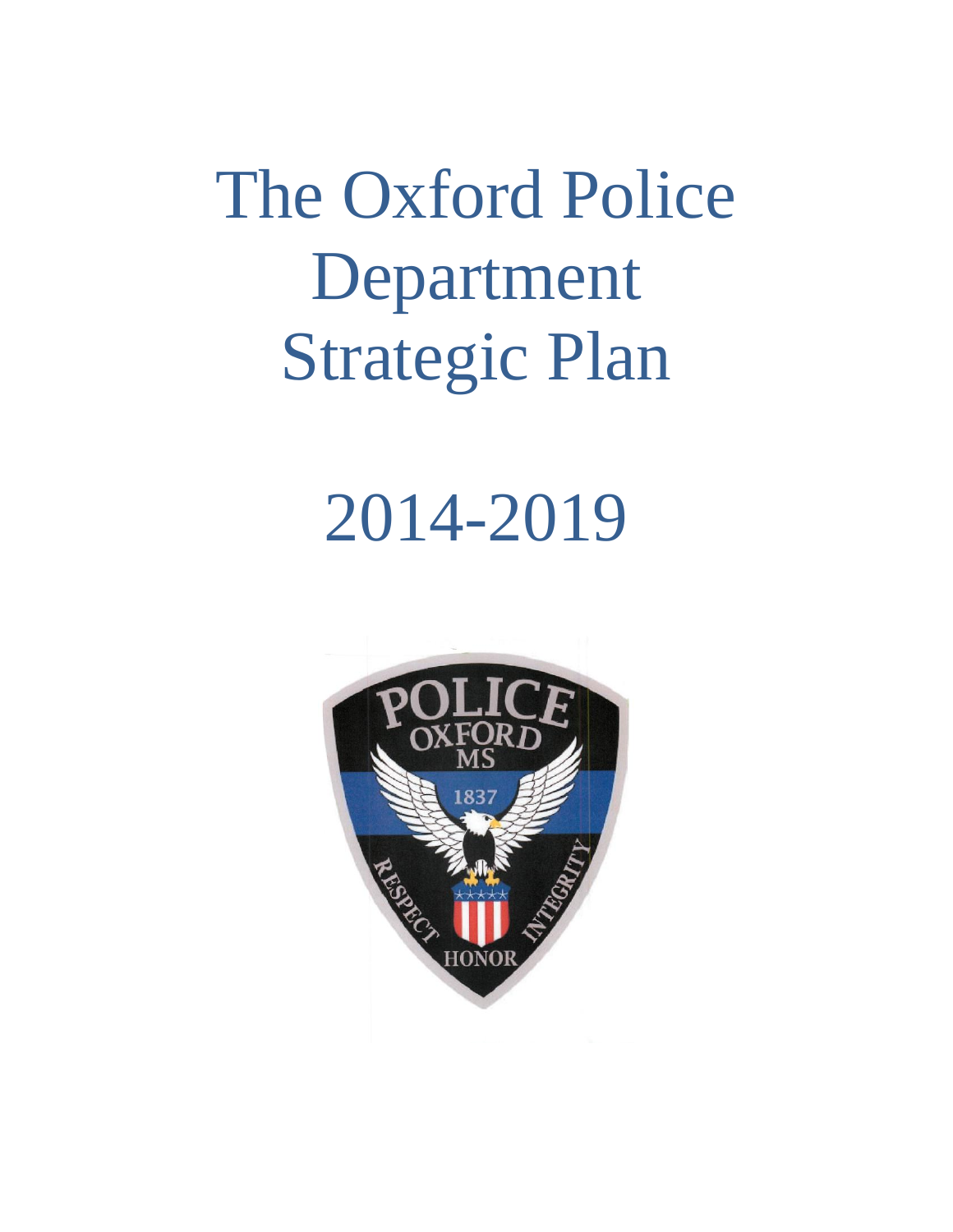# The Oxford Police Department Strategic Plan

# 2014-2019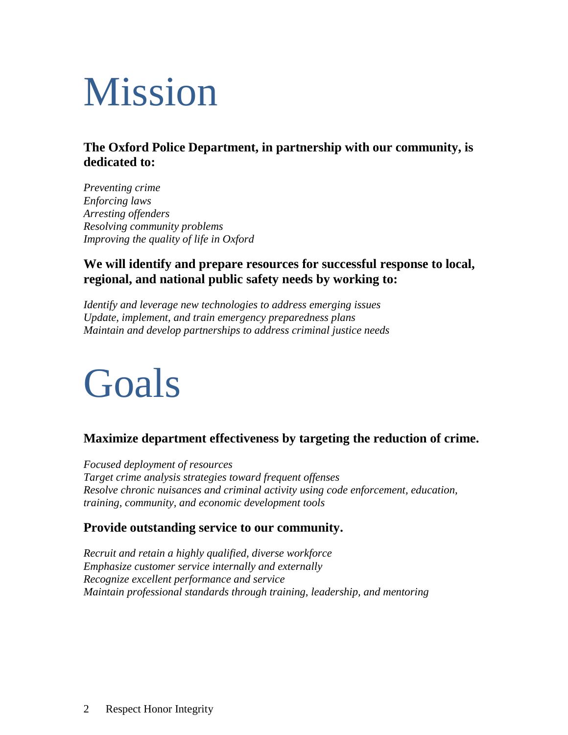# Mission

**The Oxford Police Department, in partnership with our community, is dedicated to:**

*Preventing crime*
*Enforcing laws*
*Arresting offenders*
*Resolving community problems*
*Improving the quality of life in Oxford*

**We will identify and prepare resources for successful response to local, regional, and national public safety needs by working to:**

*Identify and leverage new technologies to address emerging issues*
*Update, implement, and train emergency preparedness plans*
*Maintain and develop partnerships to address criminal justice needs*

# Goals

### Maximize department effectiveness by targeting the reduction of crime.

*Focused deployment of resources*
*Target crime analysis strategies toward frequent offenses*
*Resolve chronic nuisances and criminal activity using code enforcement, education, training, community, and economic development tools*

### Provide outstanding service to our community.

*Recruit and retain a highly qualified, diverse workforce*
*Emphasize customer service internally and externally*
*Recognize excellent performance and service*
*Maintain professional standards through training, leadership, and mentoring*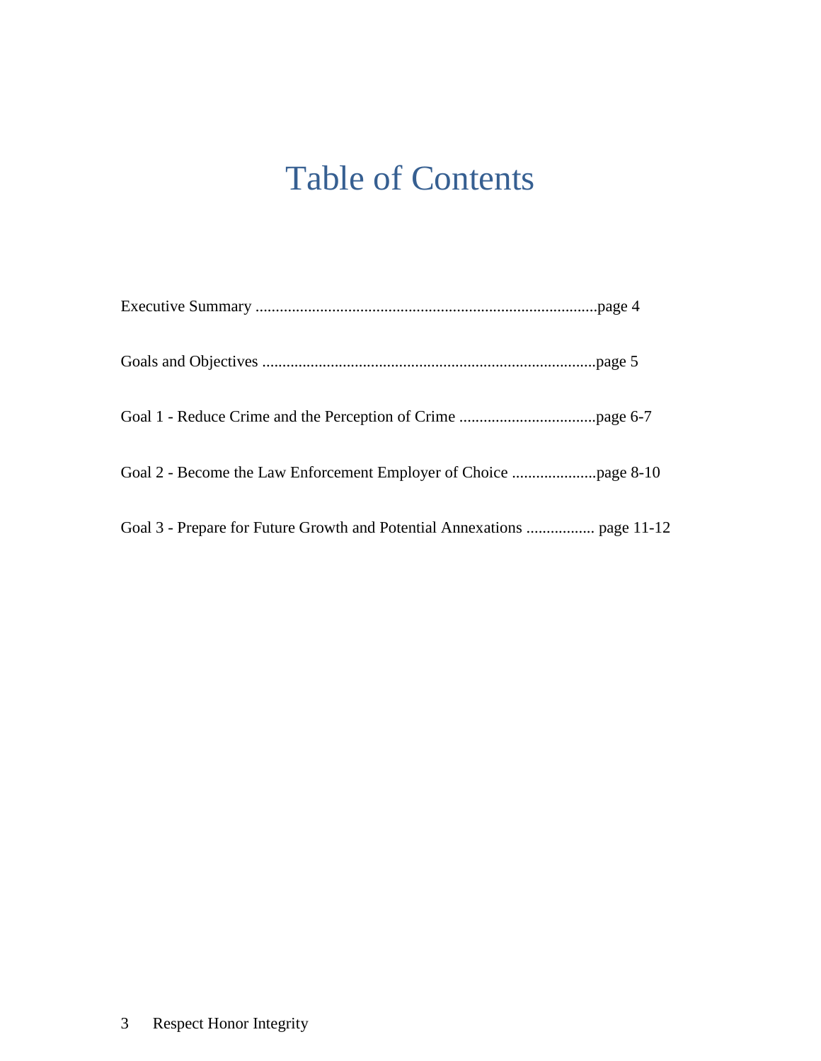# Table of Contents

Executive Summary ....................................................................................page 4

Goals and Objectives ..................................................................................page 5

Goal 1 - Reduce Crime and the Perception of Crime .................................page 6-7

Goal 2 - Become the Law Enforcement Employer of Choice ....................page 8-10

Goal 3 - Prepare for Future Growth and Potential Annexations ................. page 11-12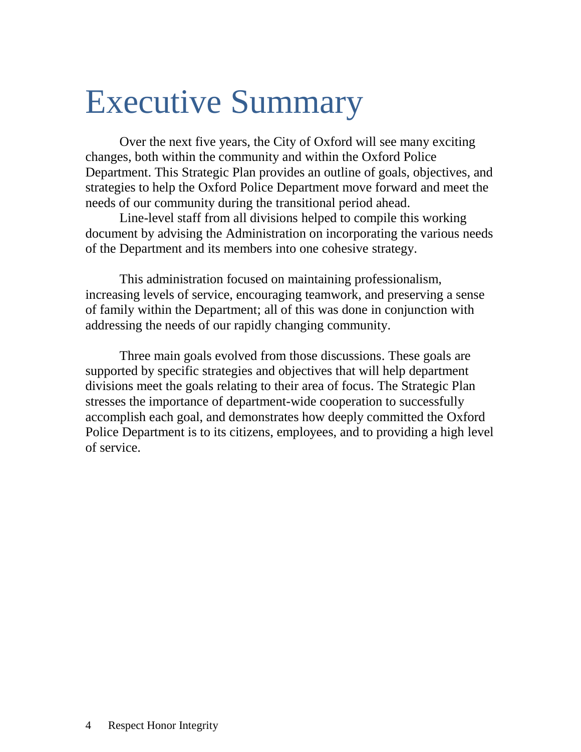# Executive Summary

Over the next five years, the City of Oxford will see many exciting changes, both within the community and within the Oxford Police Department. This Strategic Plan provides an outline of goals, objectives, and strategies to help the Oxford Police Department move forward and meet the needs of our community during the transitional period ahead.

Line-level staff from all divisions helped to compile this working document by advising the Administration on incorporating the various needs of the Department and its members into one cohesive strategy.

This administration focused on maintaining professionalism, increasing levels of service, encouraging teamwork, and preserving a sense of family within the Department; all of this was done in conjunction with addressing the needs of our rapidly changing community.

Three main goals evolved from those discussions. These goals are supported by specific strategies and objectives that will help department divisions meet the goals relating to their area of focus. The Strategic Plan stresses the importance of department-wide cooperation to successfully accomplish each goal, and demonstrates how deeply committed the Oxford Police Department is to its citizens, employees, and to providing a high level of service.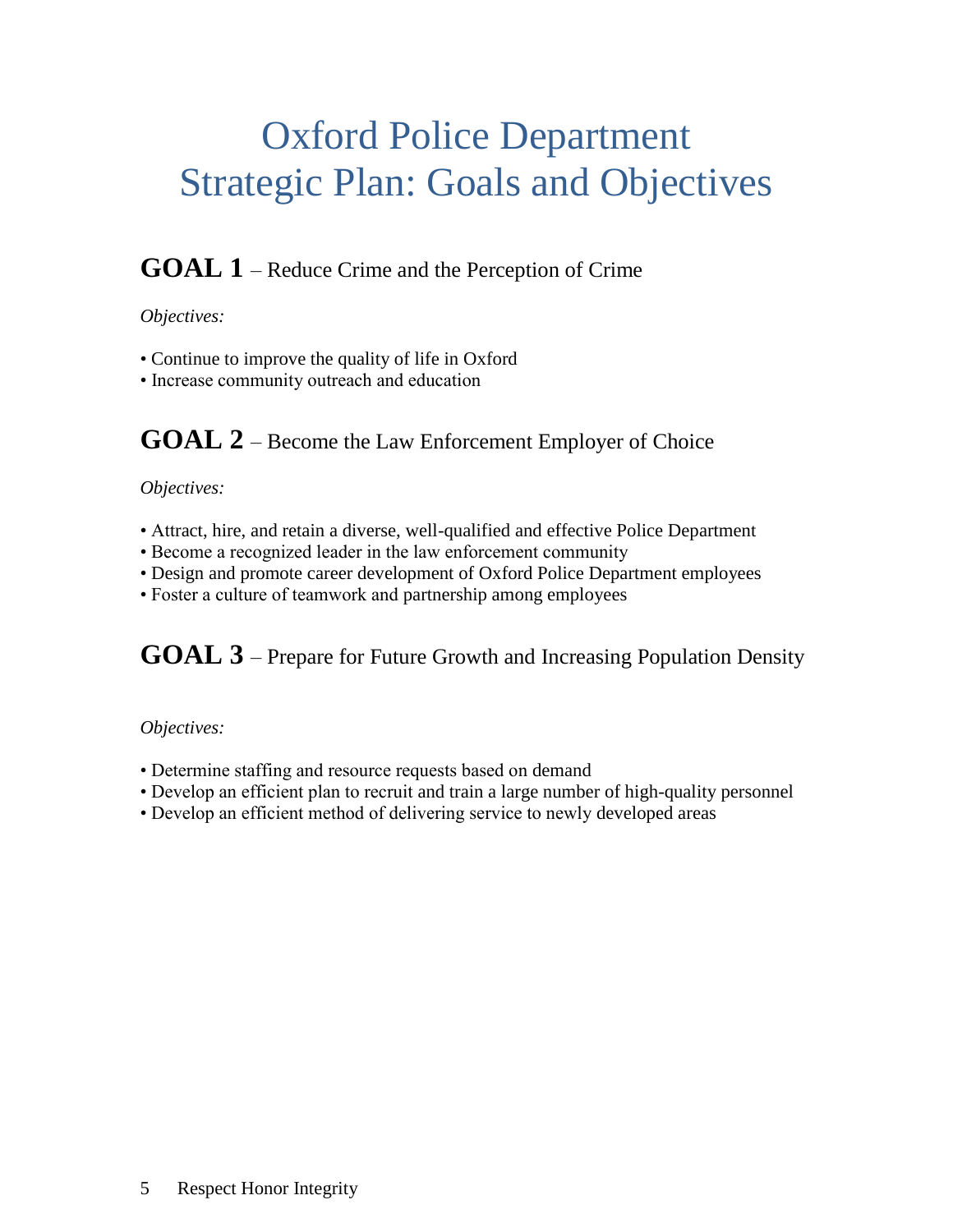# Oxford Police Department
# Strategic Plan: Goals and Objectives

## **GOAL 1** – Reduce Crime and the Perception of Crime

*Objectives:*

- Continue to improve the quality of life in Oxford
- Increase community outreach and education

## **GOAL 2** – Become the Law Enforcement Employer of Choice

*Objectives:*

- Attract, hire, and retain a diverse, well-qualified and effective Police Department
- Become a recognized leader in the law enforcement community
- Design and promote career development of Oxford Police Department employees
- Foster a culture of teamwork and partnership among employees

## **GOAL 3** – Prepare for Future Growth and Increasing Population Density

*Objectives:*

- Determine staffing and resource requests based on demand
- Develop an efficient plan to recruit and train a large number of high-quality personnel
- Develop an efficient method of delivering service to newly developed areas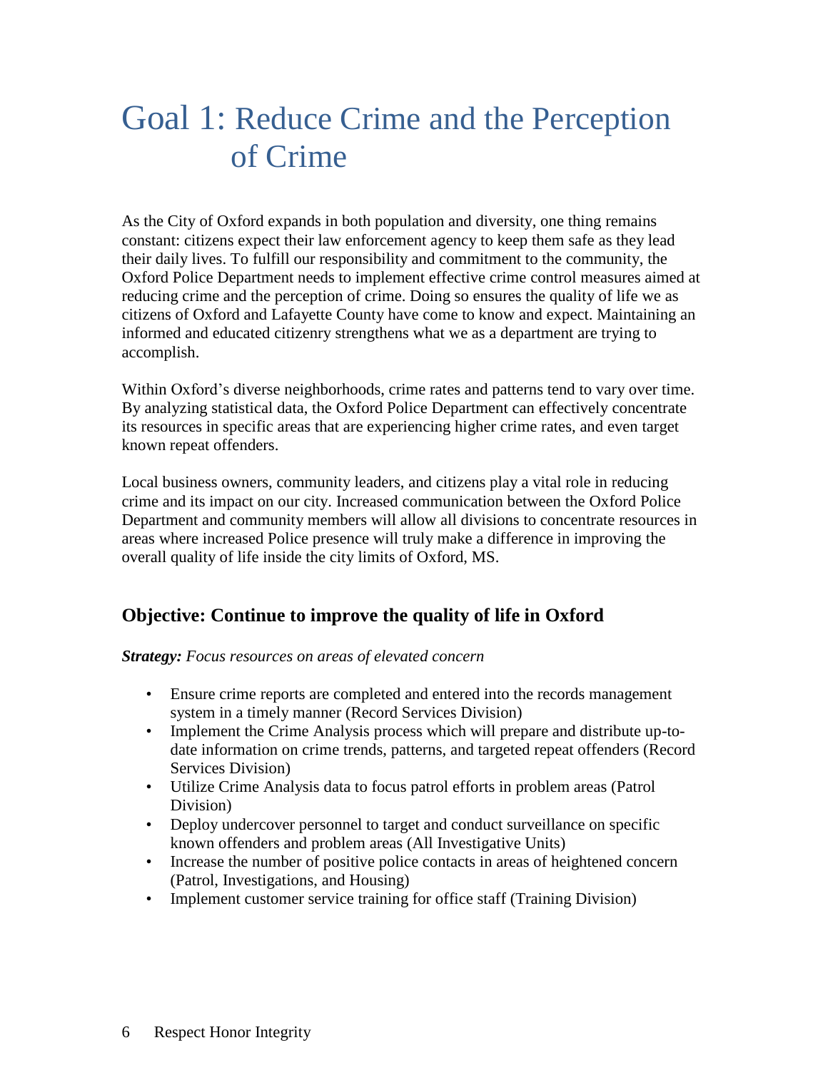# Goal 1: Reduce Crime and the Perception of Crime

As the City of Oxford expands in both population and diversity, one thing remains constant: citizens expect their law enforcement agency to keep them safe as they lead their daily lives. To fulfill our responsibility and commitment to the community, the Oxford Police Department needs to implement effective crime control measures aimed at reducing crime and the perception of crime. Doing so ensures the quality of life we as citizens of Oxford and Lafayette County have come to know and expect. Maintaining an informed and educated citizenry strengthens what we as a department are trying to accomplish.

Within Oxford's diverse neighborhoods, crime rates and patterns tend to vary over time. By analyzing statistical data, the Oxford Police Department can effectively concentrate its resources in specific areas that are experiencing higher crime rates, and even target known repeat offenders.

Local business owners, community leaders, and citizens play a vital role in reducing crime and its impact on our city. Increased communication between the Oxford Police Department and community members will allow all divisions to concentrate resources in areas where increased Police presence will truly make a difference in improving the overall quality of life inside the city limits of Oxford, MS.

## Objective: Continue to improve the quality of life in Oxford

***Strategy:*** *Focus resources on areas of elevated concern*

- Ensure crime reports are completed and entered into the records management system in a timely manner (Record Services Division)
- Implement the Crime Analysis process which will prepare and distribute up-to-date information on crime trends, patterns, and targeted repeat offenders (Record Services Division)
- Utilize Crime Analysis data to focus patrol efforts in problem areas (Patrol Division)
- Deploy undercover personnel to target and conduct surveillance on specific known offenders and problem areas (All Investigative Units)
- Increase the number of positive police contacts in areas of heightened concern (Patrol, Investigations, and Housing)
- Implement customer service training for office staff (Training Division)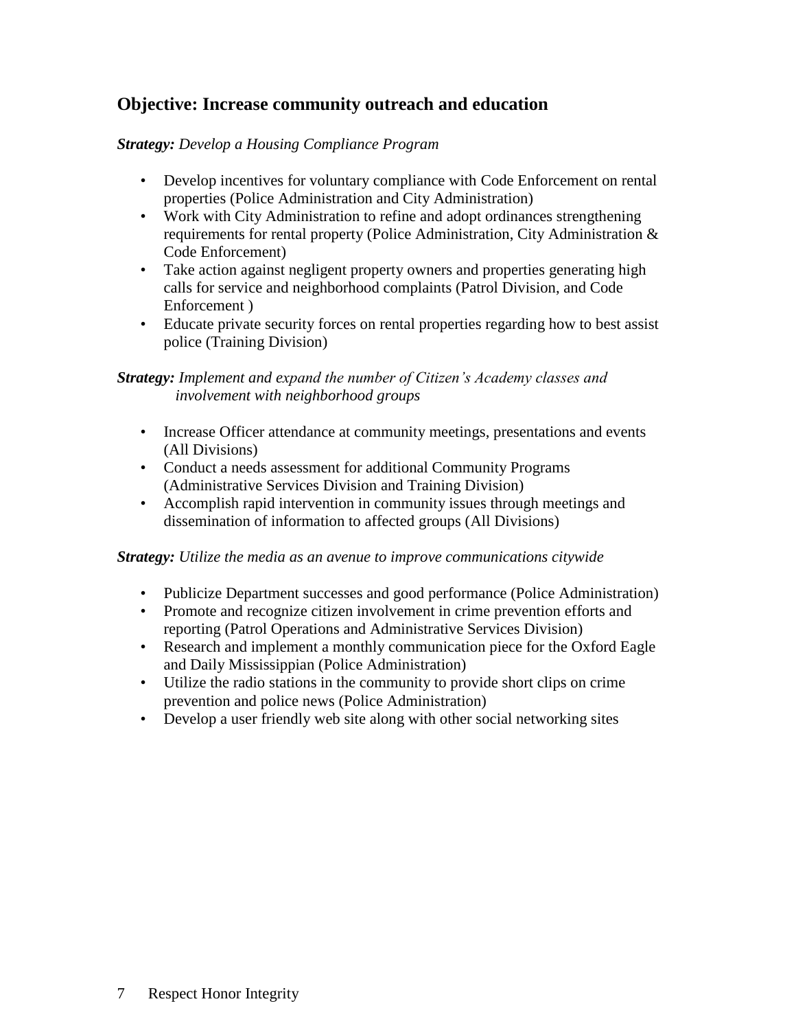## Objective: Increase community outreach and education

***Strategy:*** *Develop a Housing Compliance Program*

- Develop incentives for voluntary compliance with Code Enforcement on rental properties (Police Administration and City Administration)
- Work with City Administration to refine and adopt ordinances strengthening requirements for rental property (Police Administration, City Administration & Code Enforcement)
- Take action against negligent property owners and properties generating high calls for service and neighborhood complaints (Patrol Division, and Code Enforcement )
- Educate private security forces on rental properties regarding how to best assist police (Training Division)

***Strategy:*** *Implement and expand the number of Citizen's Academy classes and involvement with neighborhood groups*

- Increase Officer attendance at community meetings, presentations and events (All Divisions)
- Conduct a needs assessment for additional Community Programs (Administrative Services Division and Training Division)
- Accomplish rapid intervention in community issues through meetings and dissemination of information to affected groups (All Divisions)

***Strategy:*** *Utilize the media as an avenue to improve communications citywide*

- Publicize Department successes and good performance (Police Administration)
- Promote and recognize citizen involvement in crime prevention efforts and reporting (Patrol Operations and Administrative Services Division)
- Research and implement a monthly communication piece for the Oxford Eagle and Daily Mississippian (Police Administration)
- Utilize the radio stations in the community to provide short clips on crime prevention and police news (Police Administration)
- Develop a user friendly web site along with other social networking sites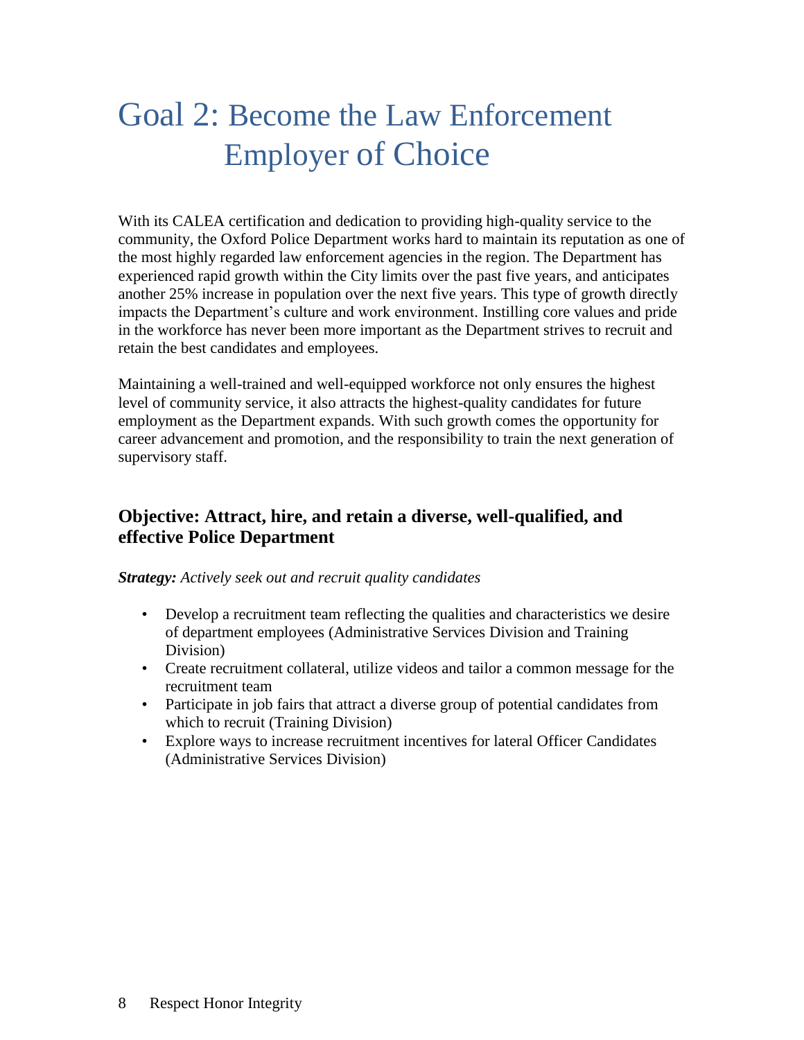# Goal 2: Become the Law Enforcement Employer of Choice

With its CALEA certification and dedication to providing high-quality service to the community, the Oxford Police Department works hard to maintain its reputation as one of the most highly regarded law enforcement agencies in the region. The Department has experienced rapid growth within the City limits over the past five years, and anticipates another 25% increase in population over the next five years. This type of growth directly impacts the Department's culture and work environment. Instilling core values and pride in the workforce has never been more important as the Department strives to recruit and retain the best candidates and employees.

Maintaining a well-trained and well-equipped workforce not only ensures the highest level of community service, it also attracts the highest-quality candidates for future employment as the Department expands. With such growth comes the opportunity for career advancement and promotion, and the responsibility to train the next generation of supervisory staff.

### Objective: Attract, hire, and retain a diverse, well-qualified, and effective Police Department

***Strategy:*** *Actively seek out and recruit quality candidates*

- Develop a recruitment team reflecting the qualities and characteristics we desire of department employees (Administrative Services Division and Training Division)
- Create recruitment collateral, utilize videos and tailor a common message for the recruitment team
- Participate in job fairs that attract a diverse group of potential candidates from which to recruit (Training Division)
- Explore ways to increase recruitment incentives for lateral Officer Candidates (Administrative Services Division)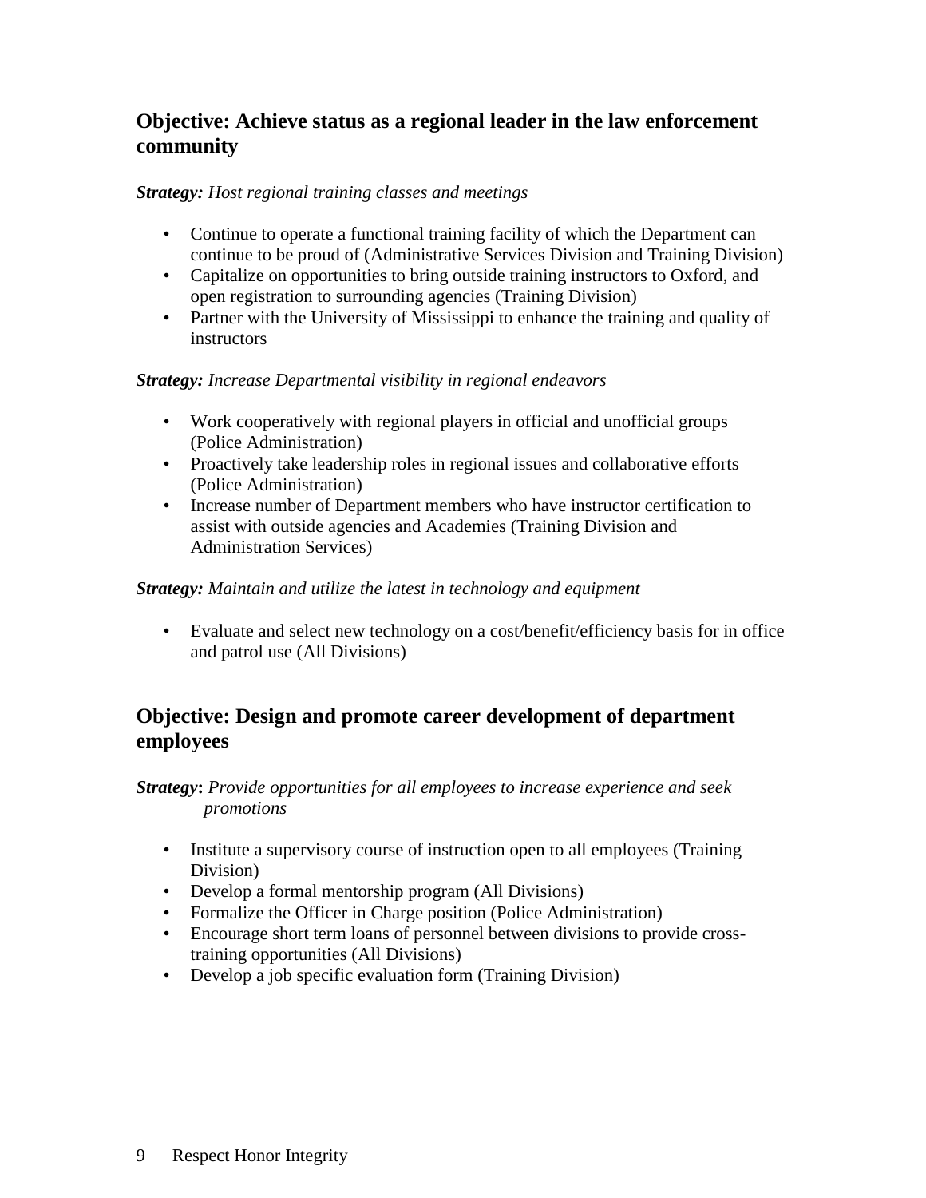## Objective: Achieve status as a regional leader in the law enforcement community

***Strategy:*** *Host regional training classes and meetings*

- Continue to operate a functional training facility of which the Department can continue to be proud of (Administrative Services Division and Training Division)
- Capitalize on opportunities to bring outside training instructors to Oxford, and open registration to surrounding agencies (Training Division)
- Partner with the University of Mississippi to enhance the training and quality of instructors

***Strategy:*** *Increase Departmental visibility in regional endeavors*

- Work cooperatively with regional players in official and unofficial groups (Police Administration)
- Proactively take leadership roles in regional issues and collaborative efforts (Police Administration)
- Increase number of Department members who have instructor certification to assist with outside agencies and Academies (Training Division and Administration Services)

***Strategy:*** *Maintain and utilize the latest in technology and equipment*

- Evaluate and select new technology on a cost/benefit/efficiency basis for in office and patrol use (All Divisions)

## Objective: Design and promote career development of department employees

***Strategy*:** *Provide opportunities for all employees to increase experience and seek promotions*

- Institute a supervisory course of instruction open to all employees (Training Division)
- Develop a formal mentorship program (All Divisions)
- Formalize the Officer in Charge position (Police Administration)
- Encourage short term loans of personnel between divisions to provide cross-training opportunities (All Divisions)
- Develop a job specific evaluation form (Training Division)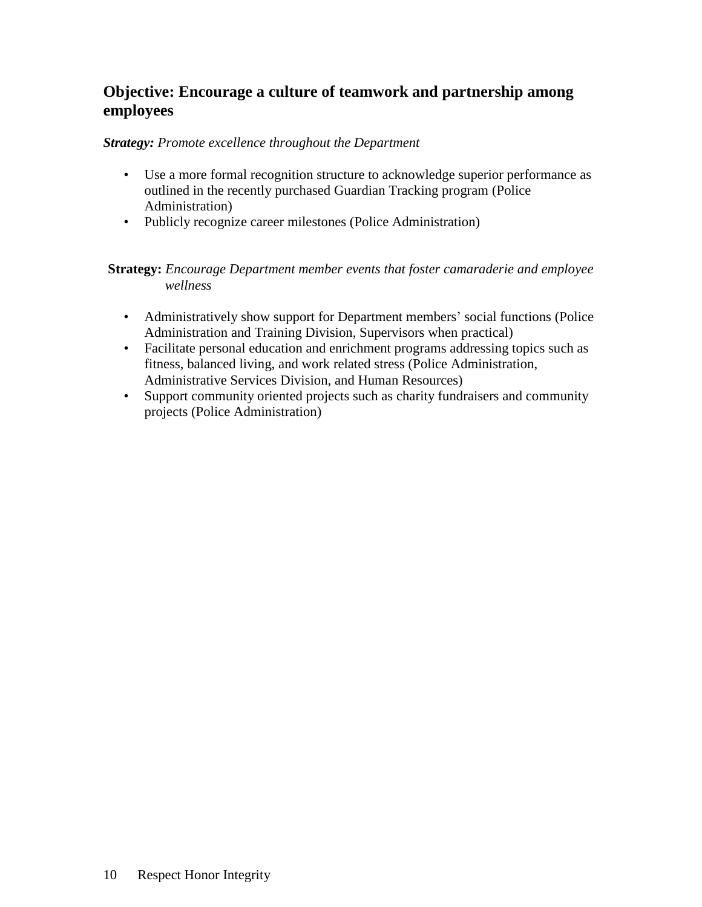## Objective: Encourage a culture of teamwork and partnership among employees

***Strategy:*** *Promote excellence throughout the Department*

- Use a more formal recognition structure to acknowledge superior performance as outlined in the recently purchased Guardian Tracking program (Police Administration)
- Publicly recognize career milestones (Police Administration)

**Strategy:** *Encourage Department member events that foster camaraderie and employee wellness*

- Administratively show support for Department members' social functions (Police Administration and Training Division, Supervisors when practical)
- Facilitate personal education and enrichment programs addressing topics such as fitness, balanced living, and work related stress (Police Administration, Administrative Services Division, and Human Resources)
- Support community oriented projects such as charity fundraisers and community projects (Police Administration)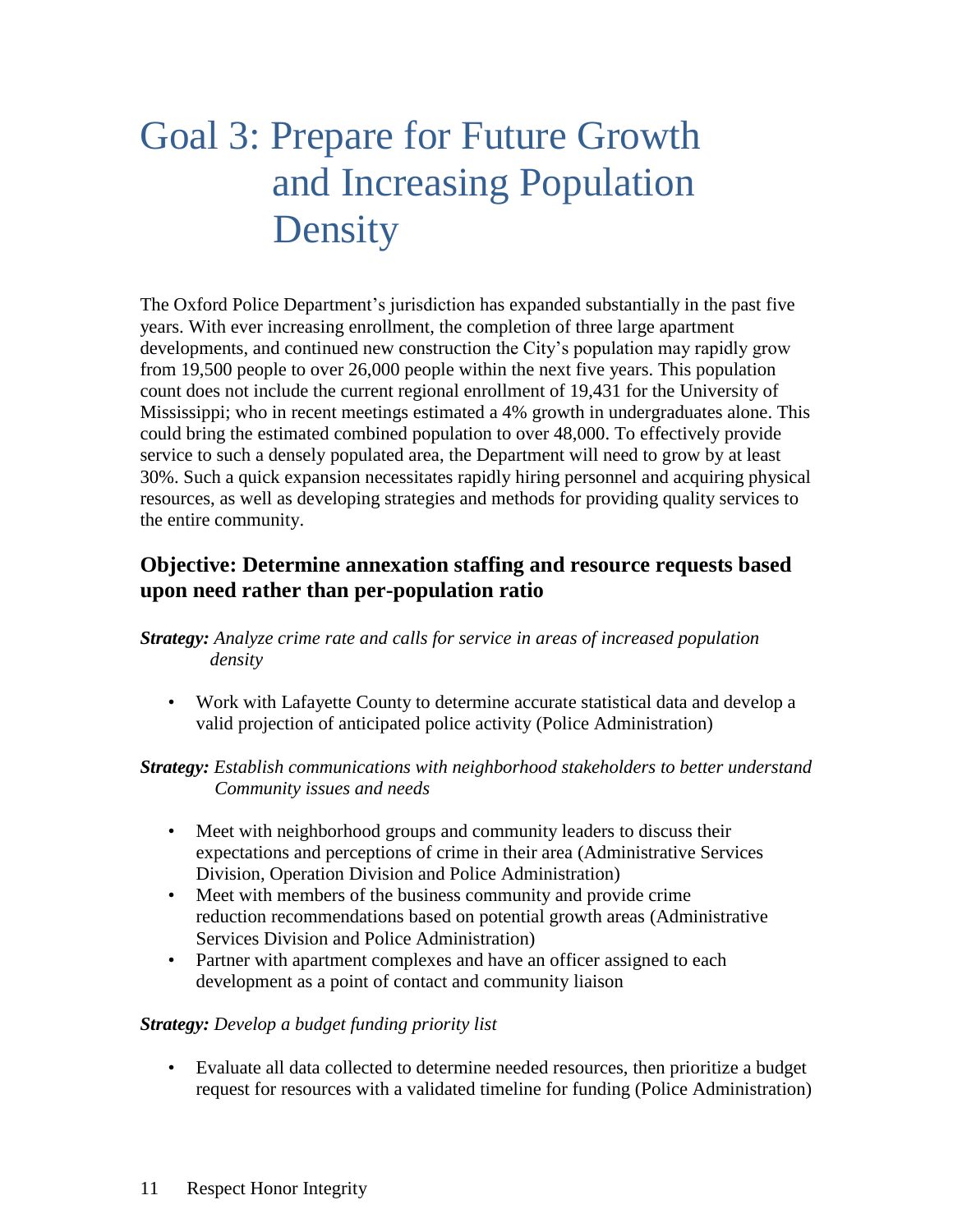# Goal 3: Prepare for Future Growth and Increasing Population Density

The Oxford Police Department's jurisdiction has expanded substantially in the past five years. With ever increasing enrollment, the completion of three large apartment developments, and continued new construction the City's population may rapidly grow from 19,500 people to over 26,000 people within the next five years. This population count does not include the current regional enrollment of 19,431 for the University of Mississippi; who in recent meetings estimated a 4% growth in undergraduates alone. This could bring the estimated combined population to over 48,000. To effectively provide service to such a densely populated area, the Department will need to grow by at least 30%. Such a quick expansion necessitates rapidly hiring personnel and acquiring physical resources, as well as developing strategies and methods for providing quality services to the entire community.

## Objective: Determine annexation staffing and resource requests based upon need rather than per-population ratio

***Strategy:*** *Analyze crime rate and calls for service in areas of increased population density*

- Work with Lafayette County to determine accurate statistical data and develop a valid projection of anticipated police activity (Police Administration)

***Strategy:*** *Establish communications with neighborhood stakeholders to better understand Community issues and needs*

- Meet with neighborhood groups and community leaders to discuss their expectations and perceptions of crime in their area (Administrative Services Division, Operation Division and Police Administration)
- Meet with members of the business community and provide crime reduction recommendations based on potential growth areas (Administrative Services Division and Police Administration)
- Partner with apartment complexes and have an officer assigned to each development as a point of contact and community liaison

***Strategy:*** *Develop a budget funding priority list*

- Evaluate all data collected to determine needed resources, then prioritize a budget request for resources with a validated timeline for funding (Police Administration)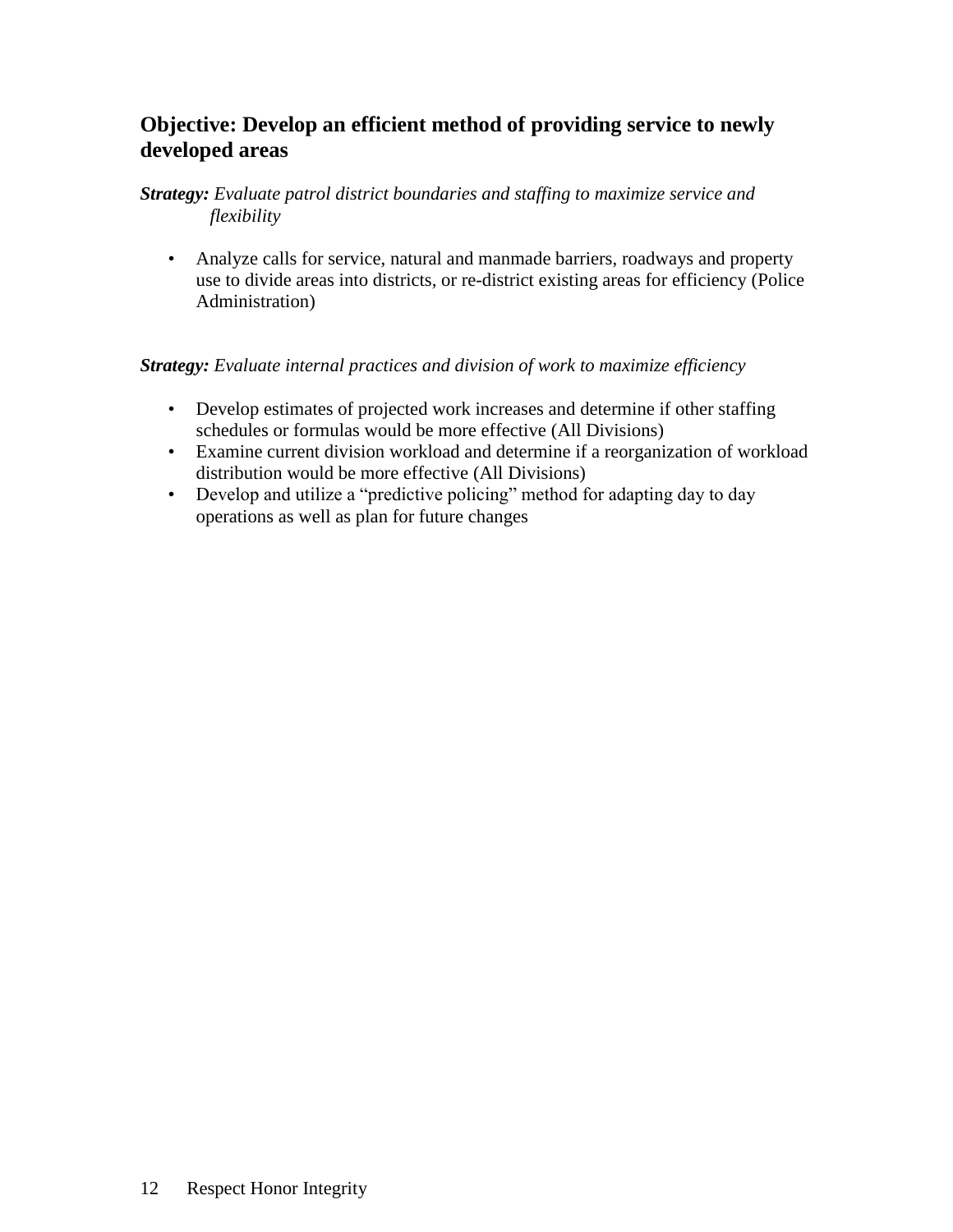## Objective: Develop an efficient method of providing service to newly developed areas

***Strategy:*** *Evaluate patrol district boundaries and staffing to maximize service and flexibility*

- Analyze calls for service, natural and manmade barriers, roadways and property use to divide areas into districts, or re-district existing areas for efficiency (Police Administration)

***Strategy:*** *Evaluate internal practices and division of work to maximize efficiency*

- Develop estimates of projected work increases and determine if other staffing schedules or formulas would be more effective (All Divisions)
- Examine current division workload and determine if a reorganization of workload distribution would be more effective (All Divisions)
- Develop and utilize a "predictive policing" method for adapting day to day operations as well as plan for future changes